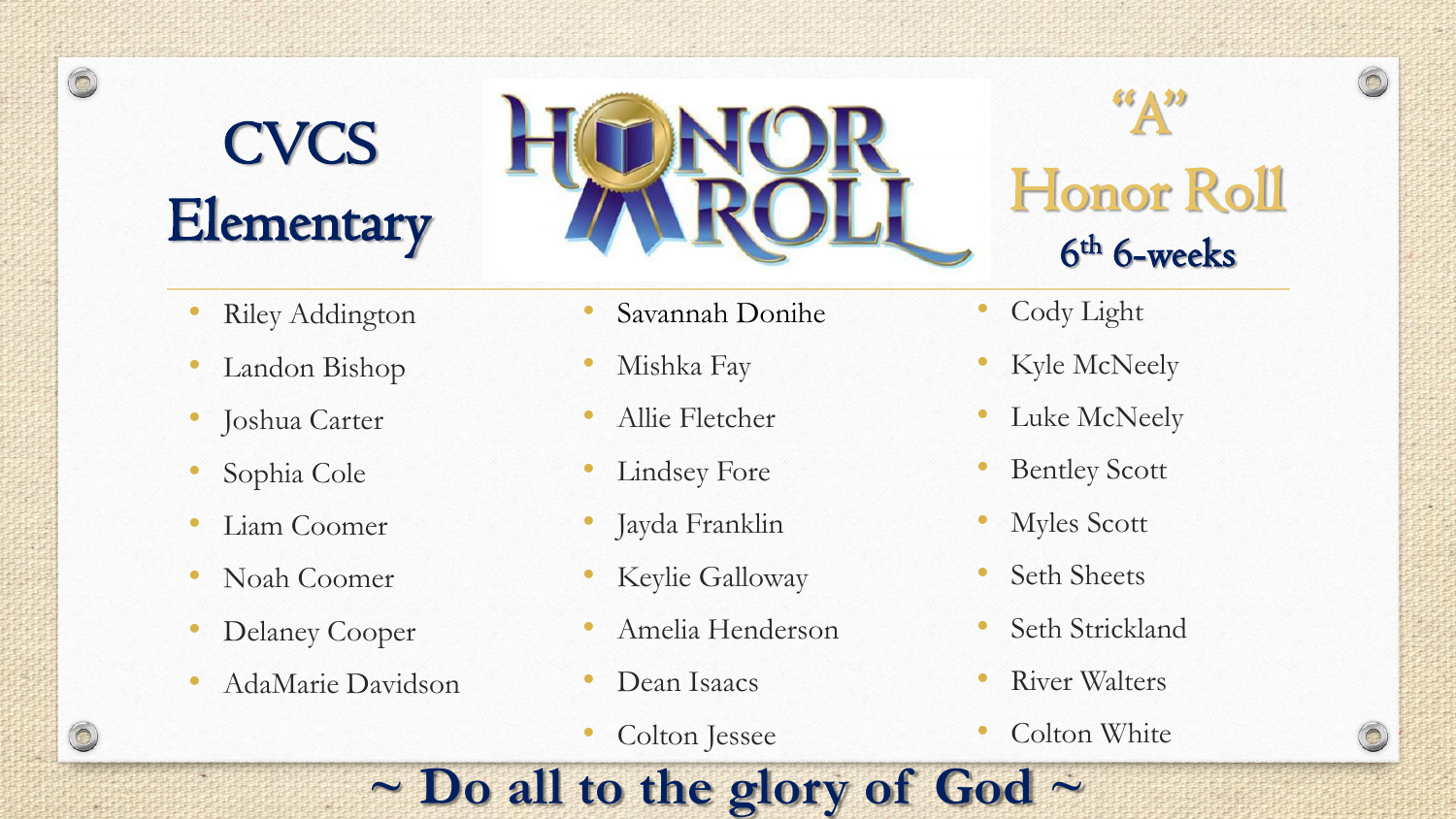# CVCS Elementary

# HONOR ROLL

## "A" Honor Roll

### $6^{th}$ 6-weeks

- Riley Addington
- Landon Bishop
- Joshua Carter
- Sophia Cole
- Liam Coomer
- Noah Coomer
- Delaney Cooper
- AdaMarie Davidson
- Savannah Donihe
- Mishka Fay
- Allie Fletcher
- Lindsey Fore
- Jayda Franklin
- Keylie Galloway
- Amelia Henderson
- Dean Isaacs
- Colton Jessee
- Cody Light
- Kyle McNeely
- Luke McNeely
- Bentley Scott
- Myles Scott
- Seth Sheets
- Seth Strickland
- River Walters
- Colton White

**~ Do all to the glory of God ~**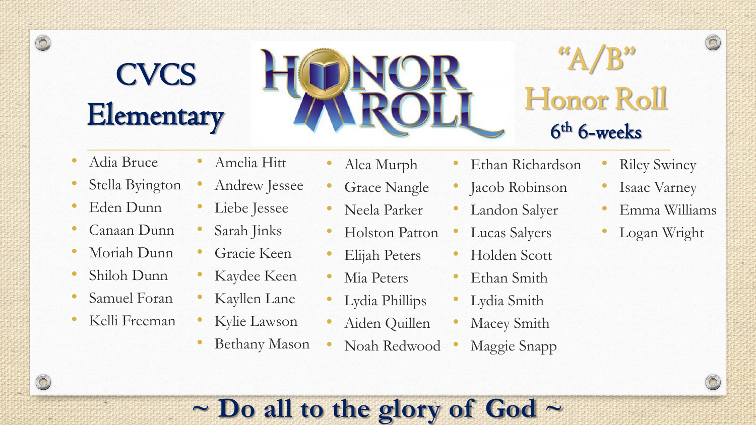# CVCS Elementary

# HONOR ROLL

## "A/B" Honor Roll

### 6th 6-weeks

- Adia Bruce
- Stella Byington
- Eden Dunn
- Canaan Dunn
- Moriah Dunn
- Shiloh Dunn
- Samuel Foran
- Kelli Freeman
- Amelia Hitt
- Andrew Jessee
- Liebe Jessee
- Sarah Jinks
- Gracie Keen
- Kaydee Keen
- Kayllen Lane
- Kylie Lawson
- Bethany Mason
- Alea Murph
- Grace Nangle
- Neela Parker
- Holston Patton
- Elijah Peters
- Mia Peters
- Lydia Phillips
- Aiden Quillen
- Noah Redwood
- Ethan Richardson
- Jacob Robinson
- Landon Salyer
- Lucas Salyers
- Holden Scott
- Ethan Smith
- Lydia Smith
- Macey Smith
- Maggie Snapp
- Riley Swiney
- Isaac Varney
- Emma Williams
- Logan Wright

**~ Do all to the glory of God ~**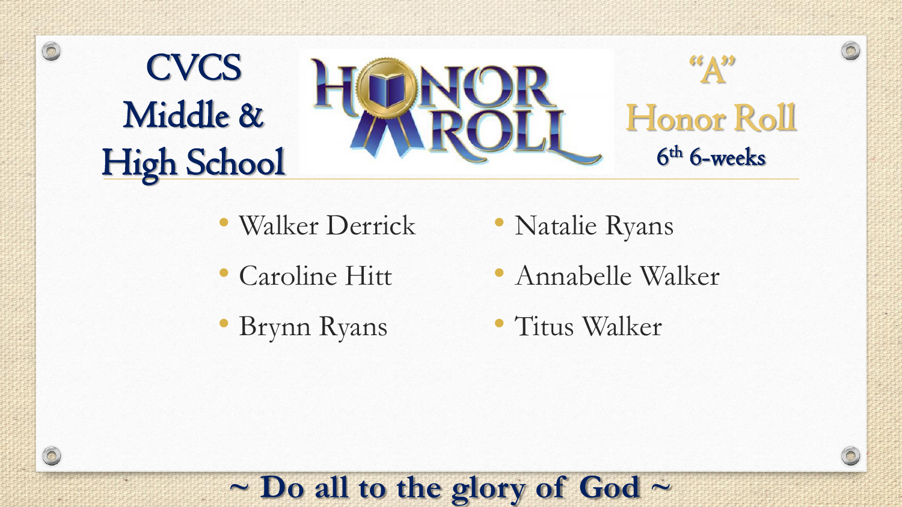# CVCS Middle & High School

# HONOR ROLL

## "A" Honor Roll

### 6th 6-weeks

- Walker Derrick
- Caroline Hitt
- Brynn Ryans
- Natalie Ryans
- Annabelle Walker
- Titus Walker

**~ Do all to the glory of God ~**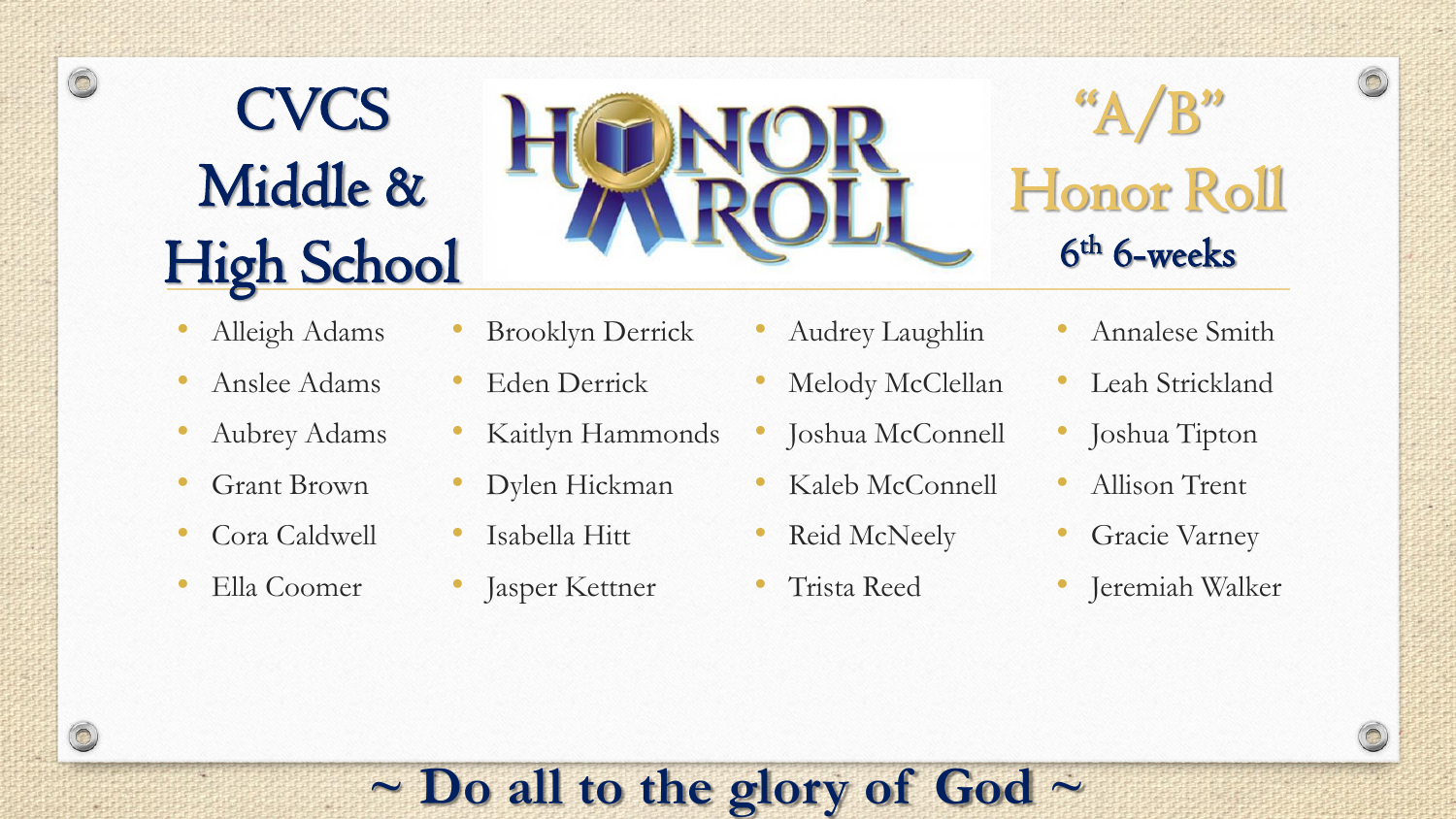# CVCS Middle & High School

# HONOR ROLL

## "A/B" Honor Roll

### 6th 6-weeks

- Alleigh Adams
- Anslee Adams
- Aubrey Adams
- Grant Brown
- Cora Caldwell
- Ella Coomer
- Brooklyn Derrick
- Eden Derrick
- Kaitlyn Hammonds
- Dylen Hickman
- Isabella Hitt
- Jasper Kettner
- Audrey Laughlin
- Melody McClellan
- Joshua McConnell
- Kaleb McConnell
- Reid McNeely
- Trista Reed
- Annalese Smith
- Leah Strickland
- Joshua Tipton
- Allison Trent
- Gracie Varney
- Jeremiah Walker

**~ Do all to the glory of God ~**